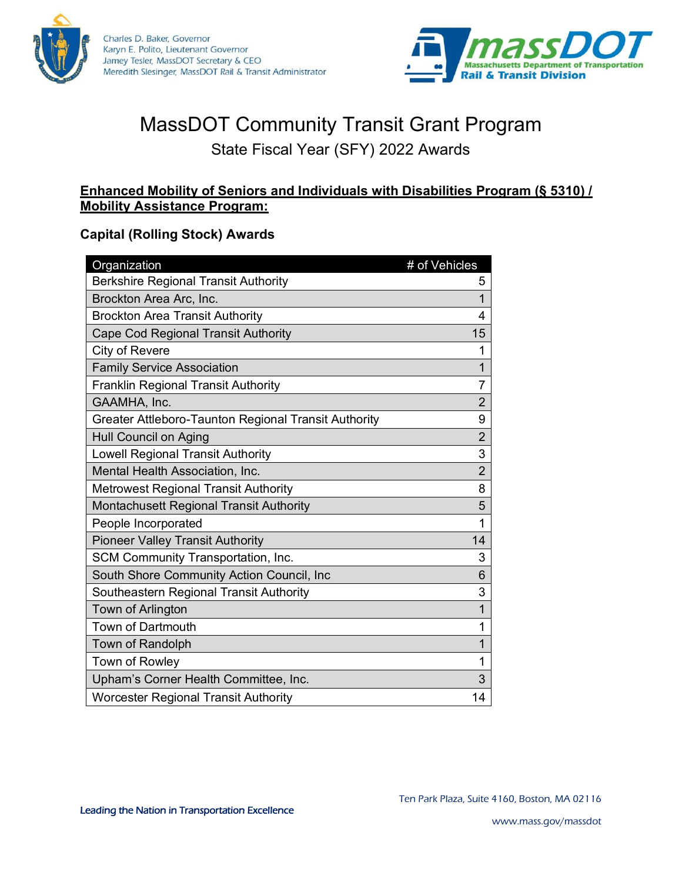Charles D. Baker, Governor
Karyn E. Polito, Lieutenant Governor
Jamey Tesler, MassDOT Secretary & CEO
Meredith Slesinger, MassDOT Rail & Transit Administrator

massDOT
Massachusetts Department of Transportation
Rail & Transit Division

# MassDOT Community Transit Grant Program

## State Fiscal Year (SFY) 2022 Awards

**Enhanced Mobility of Seniors and Individuals with Disabilities Program (§ 5310) / Mobility Assistance Program:**

### Capital (Rolling Stock) Awards

| Organization | # of Vehicles |
|---|---|
| Berkshire Regional Transit Authority | 5 |
| Brockton Area Arc, Inc. | 1 |
| Brockton Area Transit Authority | 4 |
| Cape Cod Regional Transit Authority | 15 |
| City of Revere | 1 |
| Family Service Association | 1 |
| Franklin Regional Transit Authority | 7 |
| GAAMHA, Inc. | 2 |
| Greater Attleboro-Taunton Regional Transit Authority | 9 |
| Hull Council on Aging | 2 |
| Lowell Regional Transit Authority | 3 |
| Mental Health Association, Inc. | 2 |
| Metrowest Regional Transit Authority | 8 |
| Montachusett Regional Transit Authority | 5 |
| People Incorporated | 1 |
| Pioneer Valley Transit Authority | 14 |
| SCM Community Transportation, Inc. | 3 |
| South Shore Community Action Council, Inc | 6 |
| Southeastern Regional Transit Authority | 3 |
| Town of Arlington | 1 |
| Town of Dartmouth | 1 |
| Town of Randolph | 1 |
| Town of Rowley | 1 |
| Upham's Corner Health Committee, Inc. | 3 |
| Worcester Regional Transit Authority | 14 |

Leading the Nation in Transportation Excellence

Ten Park Plaza, Suite 4160, Boston, MA 02116

www.mass.gov/massdot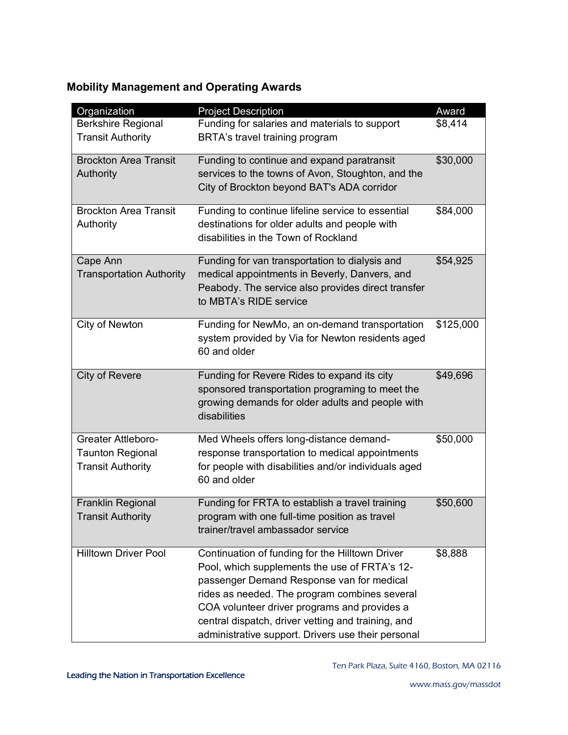## Mobility Management and Operating Awards

| Organization | Project Description | Award |
|---|---|---|
| Berkshire Regional Transit Authority | Funding for salaries and materials to support BRTA's travel training program | $8,414 |
| Brockton Area Transit Authority | Funding to continue and expand paratransit services to the towns of Avon, Stoughton, and the City of Brockton beyond BAT's ADA corridor | $30,000 |
| Brockton Area Transit Authority | Funding to continue lifeline service to essential destinations for older adults and people with disabilities in the Town of Rockland | $84,000 |
| Cape Ann Transportation Authority | Funding for van transportation to dialysis and medical appointments in Beverly, Danvers, and Peabody. The service also provides direct transfer to MBTA's RIDE service | $54,925 |
| City of Newton | Funding for NewMo, an on-demand transportation system provided by Via for Newton residents aged 60 and older | $125,000 |
| City of Revere | Funding for Revere Rides to expand its city sponsored transportation programing to meet the growing demands for older adults and people with disabilities | $49,696 |
| Greater Attleboro-Taunton Regional Transit Authority | Med Wheels offers long-distance demand-response transportation to medical appointments for people with disabilities and/or individuals aged 60 and older | $50,000 |
| Franklin Regional Transit Authority | Funding for FRTA to establish a travel training program with one full-time position as travel trainer/travel ambassador service | $50,600 |
| Hilltown Driver Pool | Continuation of funding for the Hilltown Driver Pool, which supplements the use of FRTA's 12-passenger Demand Response van for medical rides as needed. The program combines several COA volunteer driver programs and provides a central dispatch, driver vetting and training, and administrative support. Drivers use their personal | $8,888 |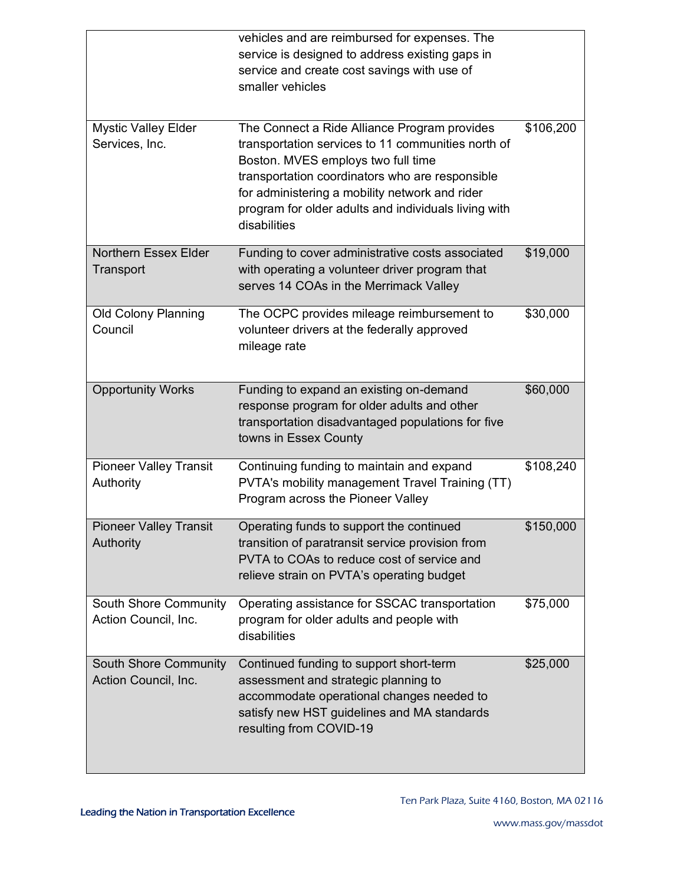| | | |
|---|---|---|
| | vehicles and are reimbursed for expenses. The service is designed to address existing gaps in service and create cost savings with use of smaller vehicles | |
| Mystic Valley Elder Services, Inc. | The Connect a Ride Alliance Program provides transportation services to 11 communities north of Boston. MVES employs two full time transportation coordinators who are responsible for administering a mobility network and rider program for older adults and individuals living with disabilities | $106,200 |
| Northern Essex Elder Transport | Funding to cover administrative costs associated with operating a volunteer driver program that serves 14 COAs in the Merrimack Valley | $19,000 |
| Old Colony Planning Council | The OCPC provides mileage reimbursement to volunteer drivers at the federally approved mileage rate | $30,000 |
| Opportunity Works | Funding to expand an existing on-demand response program for older adults and other transportation disadvantaged populations for five towns in Essex County | $60,000 |
| Pioneer Valley Transit Authority | Continuing funding to maintain and expand PVTA's mobility management Travel Training (TT) Program across the Pioneer Valley | $108,240 |
| Pioneer Valley Transit Authority | Operating funds to support the continued transition of paratransit service provision from PVTA to COAs to reduce cost of service and relieve strain on PVTA's operating budget | $150,000 |
| South Shore Community Action Council, Inc. | Operating assistance for SSCAC transportation program for older adults and people with disabilities | $75,000 |
| South Shore Community Action Council, Inc. | Continued funding to support short-term assessment and strategic planning to accommodate operational changes needed to satisfy new HST guidelines and MA standards resulting from COVID-19 | $25,000 |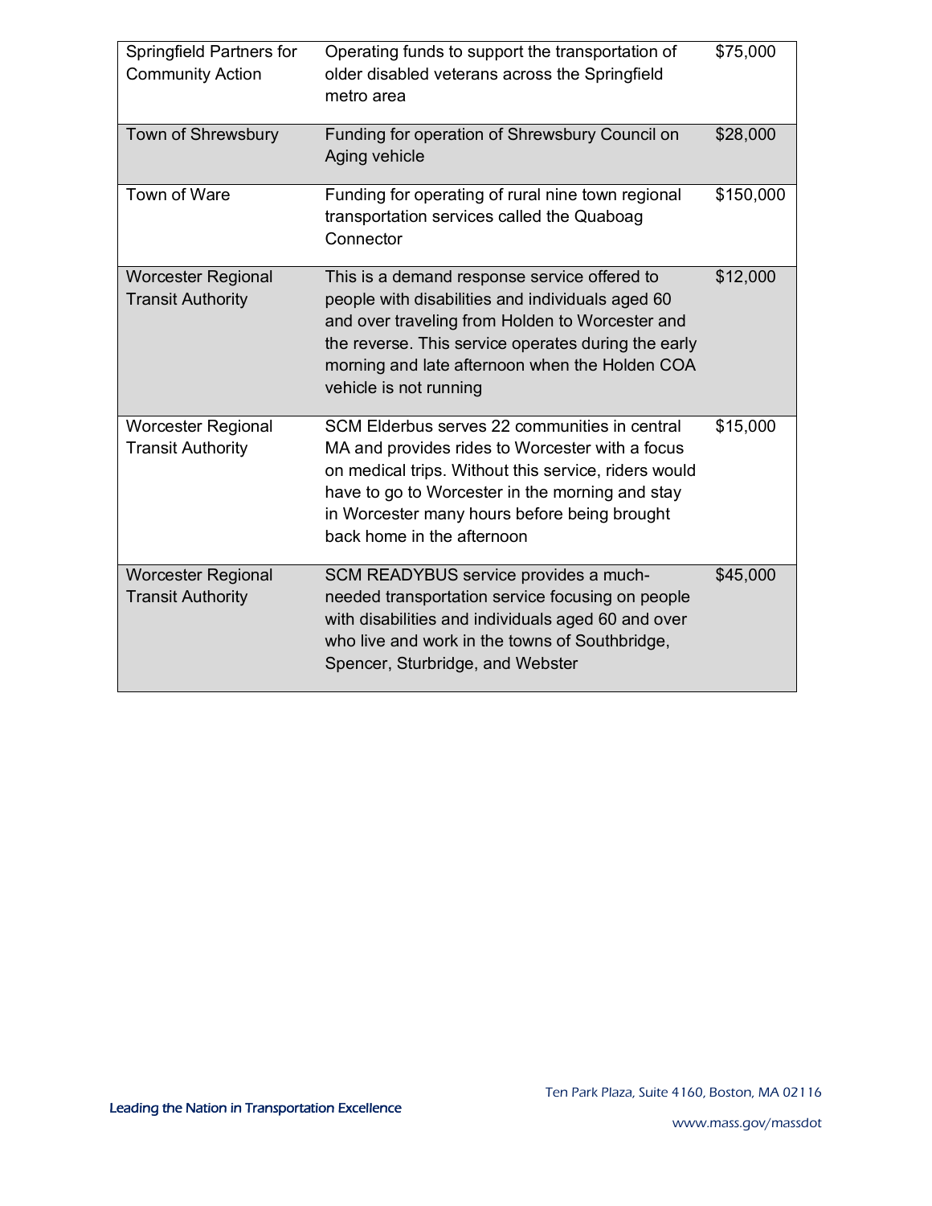| Springfield Partners for Community Action | Operating funds to support the transportation of older disabled veterans across the Springfield metro area | $75,000 |
|---|---|---|
| Town of Shrewsbury | Funding for operation of Shrewsbury Council on Aging vehicle | $28,000 |
| Town of Ware | Funding for operating of rural nine town regional transportation services called the Quaboag Connector | $150,000 |
| Worcester Regional Transit Authority | This is a demand response service offered to people with disabilities and individuals aged 60 and over traveling from Holden to Worcester and the reverse. This service operates during the early morning and late afternoon when the Holden COA vehicle is not running | $12,000 |
| Worcester Regional Transit Authority | SCM Elderbus serves 22 communities in central MA and provides rides to Worcester with a focus on medical trips. Without this service, riders would have to go to Worcester in the morning and stay in Worcester many hours before being brought back home in the afternoon | $15,000 |
| Worcester Regional Transit Authority | SCM READYBUS service provides a much-needed transportation service focusing on people with disabilities and individuals aged 60 and over who live and work in the towns of Southbridge, Spencer, Sturbridge, and Webster | $45,000 |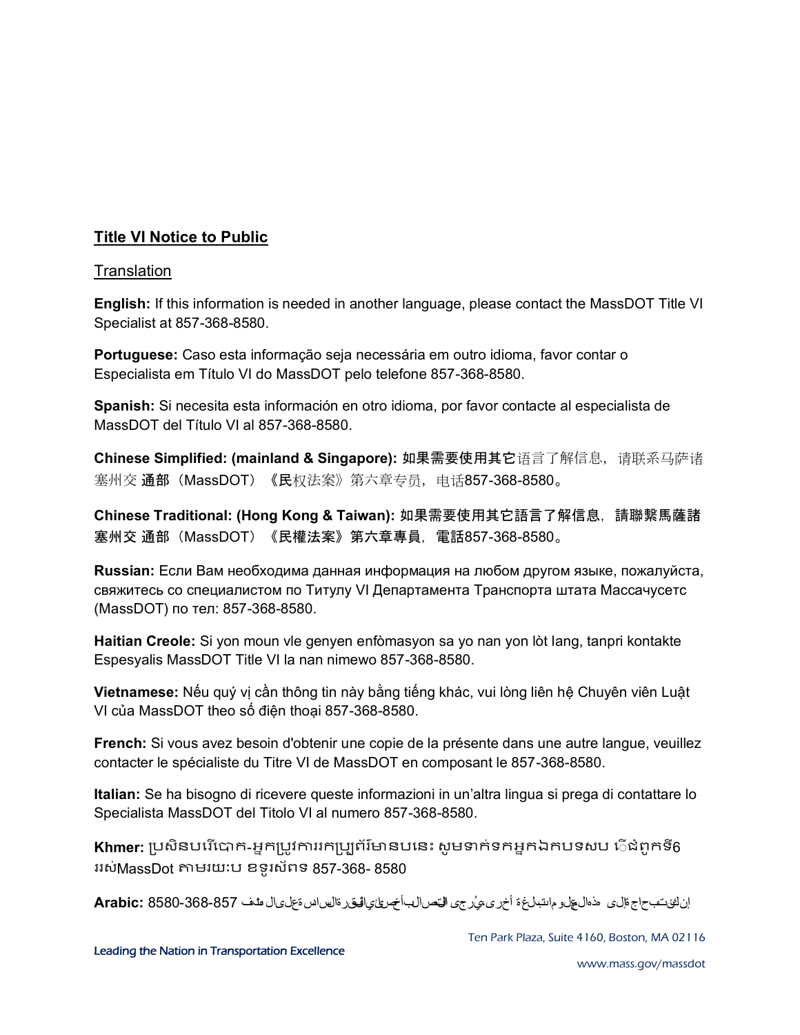## Title VI Notice to Public

Translation

**English:** If this information is needed in another language, please contact the MassDOT Title VI Specialist at 857-368-8580.

**Portuguese:** Caso esta informação seja necessária em outro idioma, favor contar o Especialista em Título VI do MassDOT pelo telefone 857-368-8580.

**Spanish:** Si necesita esta información en otro idioma, por favor contacte al especialista de MassDOT del Título VI al 857-368-8580.

**Chinese Simplified: (mainland & Singapore):** 如果需要使用其它语言了解信息，请联系马萨诸塞州交通部（MassDOT）《民权法案》第六章专员，电话857-368-8580。

**Chinese Traditional: (Hong Kong & Taiwan):** 如果需要使用其它語言了解信息，請聯繫馬薩諸塞州交通部（MassDOT）《民權法案》第六章專員，電話857-368-8580。

**Russian:** Если Вам необходима данная информация на любом другом языке, пожалуйста, свяжитесь со специалистом по Титулу VI Департамента Транспорта штата Массачусетс (MassDOT) по тел: 857-368-8580.

**Haitian Creole:** Si yon moun vle genyen enfòmasyon sa yo nan yon lòt lang, tanpri kontakte Espesyalis MassDOT Title VI la nan nimewo 857-368-8580.

**Vietnamese:** Nếu quý vị cần thông tin này bằng tiếng khác, vui lòng liên hệ Chuyên viên Luật VI của MassDOT theo số điện thoại 857-368-8580.

**French:** Si vous avez besoin d'obtenir une copie de la présente dans une autre langue, veuillez contacter le spécialiste du Titre VI de MassDOT en composant le 857-368-8580.

**Italian:** Se ha bisogno di ricevere queste informazioni in un'altra lingua si prega di contattare lo Specialista MassDOT del Titolo VI al numero 857-368-8580.

**Khmer:** ប្រសិនបើលោក-អ្នកត្រូវការបកប្រែព័ត៌មាននេះ សូមទាក់ទងអ្នកឯកទេសលើជំពូកទី6 របស់MassDot តាមរយៈលេខទូរស័ព្ទ 857-368- 8580

**Arabic:** إن كنت بحاجة إلى هذه المعلومات بلغة أخرى، يُرجى الاتصال بأخصائي الفقرة السادسة على الهاتف 857-368-8580